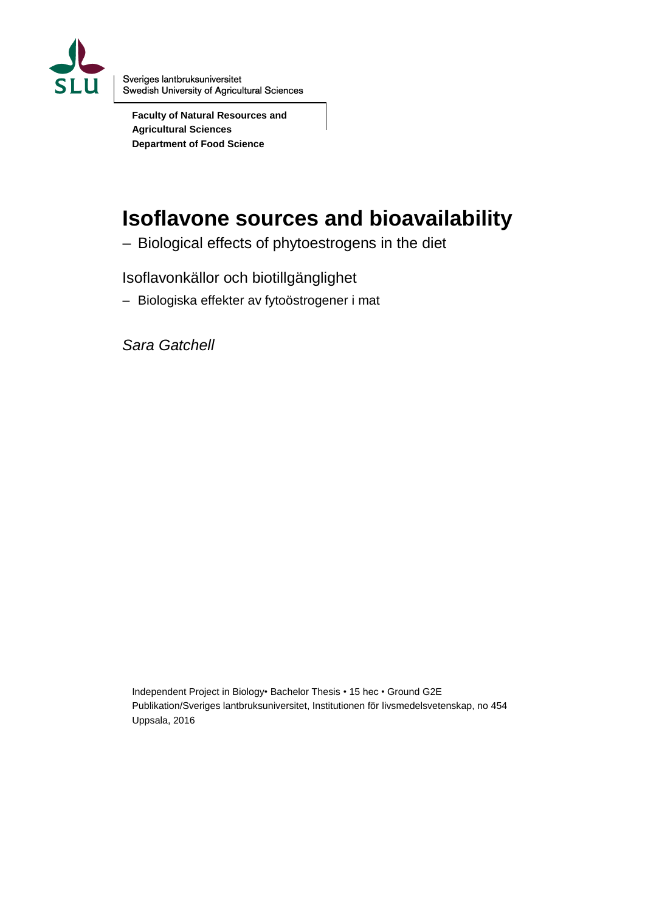Sveriges lantbruksuniversitet
Swedish University of Agricultural Sciences

**Faculty of Natural Resources and Agricultural Sciences**
**Department of Food Science**

# Isoflavone sources and bioavailability

– Biological effects of phytoestrogens in the diet

Isoflavonkällor och biotillgänglighet

– Biologiska effekter av fytoöstrogener i mat

*Sara Gatchell*

Independent Project in Biology• Bachelor Thesis • 15 hec • Ground G2E
Publikation/Sveriges lantbruksuniversitet, Institutionen för livsmedelsvetenskap, no 454
Uppsala, 2016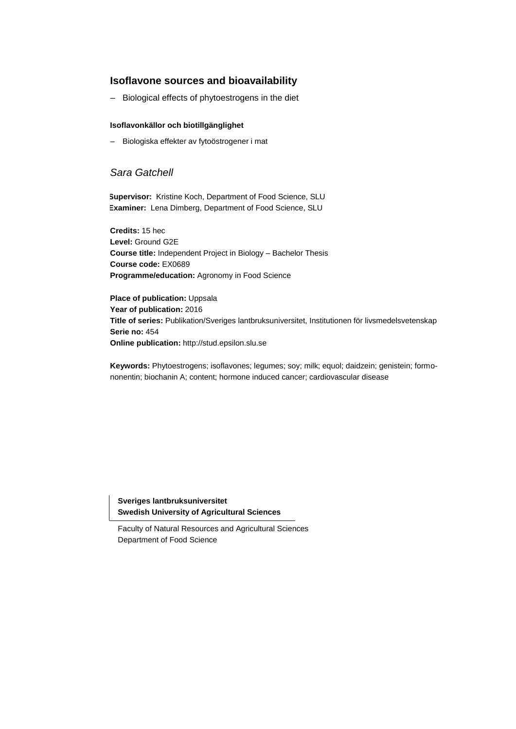## Isoflavone sources and bioavailability

– Biological effects of phytoestrogens in the diet

#### Isoflavonkällor och biotillgänglighet

– Biologiska effekter av fytoöstrogener i mat

*Sara Gatchell*

**Supervisor:** Kristine Koch, Department of Food Science, SLU
**Examiner:** Lena Dimberg, Department of Food Science, SLU

**Credits:** 15 hec
**Level:** Ground G2E
**Course title:** Independent Project in Biology – Bachelor Thesis
**Course code:** EX0689
**Programme/education:** Agronomy in Food Science

**Place of publication:** Uppsala
**Year of publication:** 2016
**Title of series:** Publikation/Sveriges lantbruksuniversitet, Institutionen för livsmedelsvetenskap
**Serie no:** 454
**Online publication:** http://stud.epsilon.slu.se

**Keywords:** Phytoestrogens; isoflavones; legumes; soy; milk; equol; daidzein; genistein; formononentin; biochanin A; content; hormone induced cancer; cardiovascular disease

**Sveriges lantbruksuniversitet**
**Swedish University of Agricultural Sciences**

Faculty of Natural Resources and Agricultural Sciences
Department of Food Science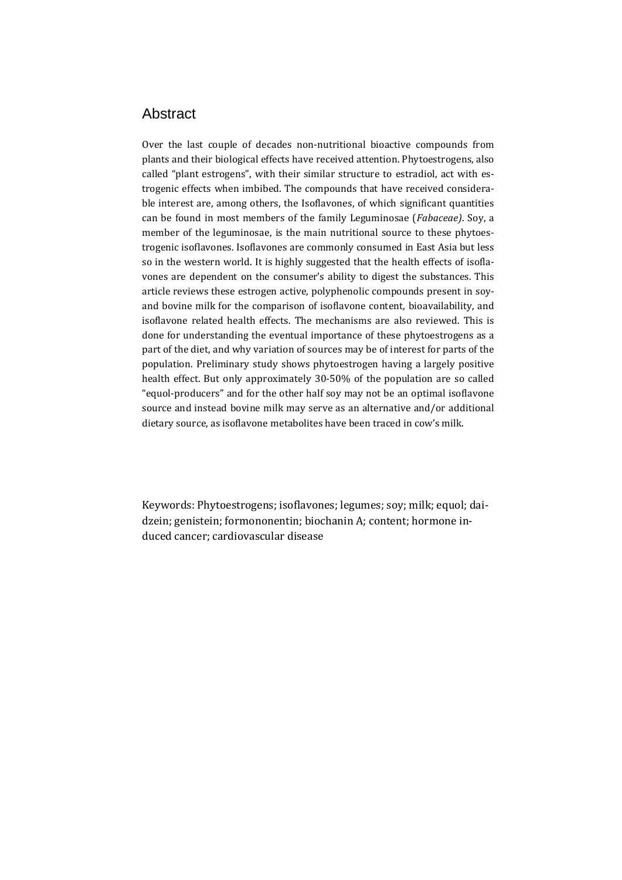## Abstract

Over the last couple of decades non-nutritional bioactive compounds from plants and their biological effects have received attention. Phytoestrogens, also called "plant estrogens", with their similar structure to estradiol, act with estrogenic effects when imbibed. The compounds that have received considerable interest are, among others, the Isoflavones, of which significant quantities can be found in most members of the family Leguminosae (*Fabaceae)*. Soy, a member of the leguminosae, is the main nutritional source to these phytoestrogenic isoflavones. Isoflavones are commonly consumed in East Asia but less so in the western world. It is highly suggested that the health effects of isoflavones are dependent on the consumer's ability to digest the substances. This article reviews these estrogen active, polyphenolic compounds present in soy- and bovine milk for the comparison of isoflavone content, bioavailability, and isoflavone related health effects. The mechanisms are also reviewed. This is done for understanding the eventual importance of these phytoestrogens as a part of the diet, and why variation of sources may be of interest for parts of the population. Preliminary study shows phytoestrogen having a largely positive health effect. But only approximately 30-50% of the population are so called "equol-producers" and for the other half soy may not be an optimal isoflavone source and instead bovine milk may serve as an alternative and/or additional dietary source, as isoflavone metabolites have been traced in cow's milk.

Keywords: Phytoestrogens; isoflavones; legumes; soy; milk; equol; daidzein; genistein; formononentin; biochanin A; content; hormone induced cancer; cardiovascular disease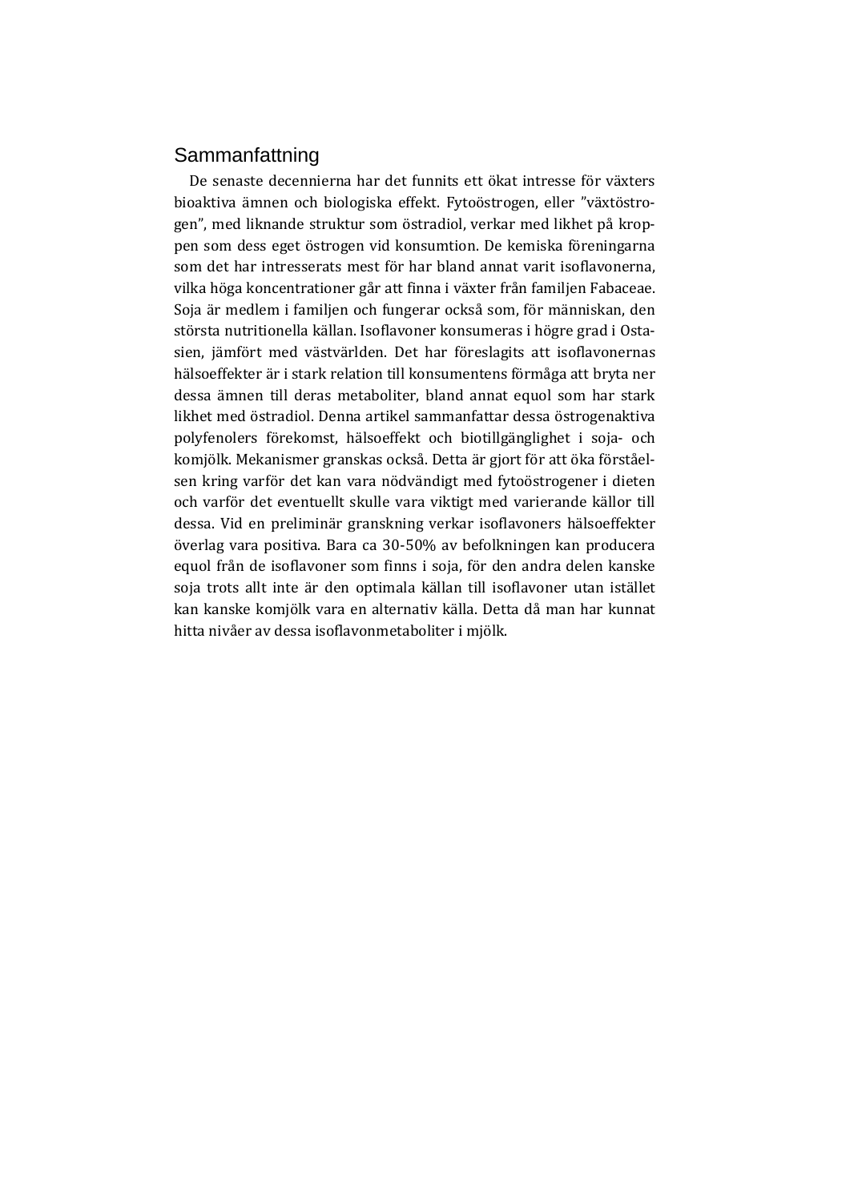## Sammanfattning

De senaste decennierna har det funnits ett ökat intresse för växters bioaktiva ämnen och biologiska effekt. Fytoöstrogen, eller ”växtöstrogen”, med liknande struktur som östradiol, verkar med likhet på kroppen som dess eget östrogen vid konsumtion. De kemiska föreningarna som det har intresserats mest för har bland annat varit isoflavonerna, vilka höga koncentrationer går att finna i växter från familjen Fabaceae. Soja är medlem i familjen och fungerar också som, för människan, den största nutritionella källan. Isoflavoner konsumeras i högre grad i Ostasien, jämfört med västvärlden. Det har föreslagits att isoflavonernas hälsoeffekter är i stark relation till konsumentens förmåga att bryta ner dessa ämnen till deras metaboliter, bland annat equol som har stark likhet med östradiol. Denna artikel sammanfattar dessa östrogenaktiva polyfenolers förekomst, hälsoeffekt och biotillgänglighet i soja- och komjölk. Mekanismer granskas också. Detta är gjort för att öka förståelsen kring varför det kan vara nödvändigt med fytoöstrogener i dieten och varför det eventuellt skulle vara viktigt med varierande källor till dessa. Vid en preliminär granskning verkar isoflavoners hälsoeffekter överlag vara positiva. Bara ca 30-50% av befolkningen kan producera equol från de isoflavoner som finns i soja, för den andra delen kanske soja trots allt inte är den optimala källan till isoflavoner utan istället kan kanske komjölk vara en alternativ källa. Detta då man har kunnat hitta nivåer av dessa isoflavonmetaboliter i mjölk.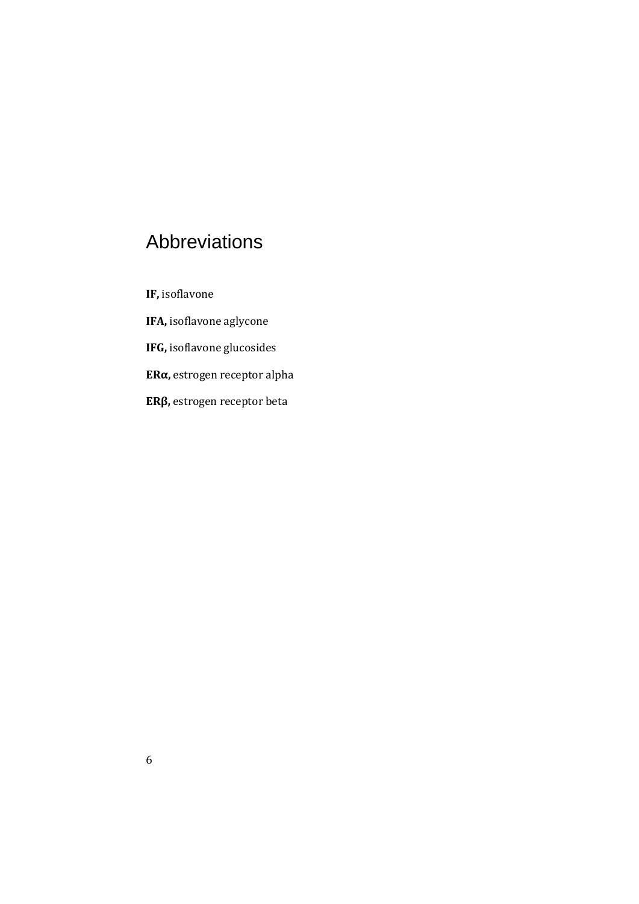# Abbreviations

**IF,** isoflavone

**IFA,** isoflavone aglycone

**IFG,** isoflavone glucosides

**ERα,** estrogen receptor alpha

**ERβ,** estrogen receptor beta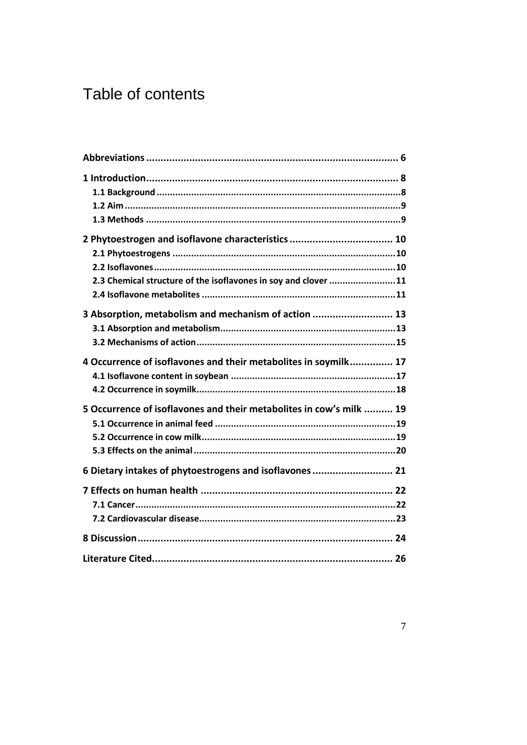# Table of contents

**Abbreviations ........................................................................................ 6**

**1 Introduction ........................................................................................ 8**

**1.1 Background ........................................................................................ 8**

**1.2 Aim ........................................................................................ 9**

**1.3 Methods ........................................................................................ 9**

**2 Phytoestrogen and isoflavone characteristics .................................... 10**

**2.1 Phytoestrogens ........................................................................................ 10**

**2.2 Isoflavones ........................................................................................ 10**

**2.3 Chemical structure of the isoflavones in soy and clover ........................ 11**

**2.4 Isoflavone metabolites ........................................................................ 11**

**3 Absorption, metabolism and mechanism of action ........................... 13**

**3.1 Absorption and metabolism ................................................................ 13**

**3.2 Mechanisms of action ........................................................................ 15**

**4 Occurrence of isoflavones and their metabolites in soymilk ............... 17**

**4.1 Isoflavone content in soybean ............................................................. 17**

**4.2 Occurrence in soymilk ........................................................................ 18**

**5 Occurrence of isoflavones and their metabolites in cow's milk .......... 19**

**5.1 Occurrence in animal feed .................................................................. 19**

**5.2 Occurrence in cow milk ...................................................................... 19**

**5.3 Effects on the animal .......................................................................... 20**

**6 Dietary intakes of phytoestrogens and isoflavones ............................ 21**

**7 Effects on human health ................................................................... 22**

**7.1 Cancer ........................................................................................ 22**

**7.2 Cardiovascular disease ........................................................................ 23**

**8 Discussion ........................................................................................ 24**

**Literature Cited ........................................................................................ 26**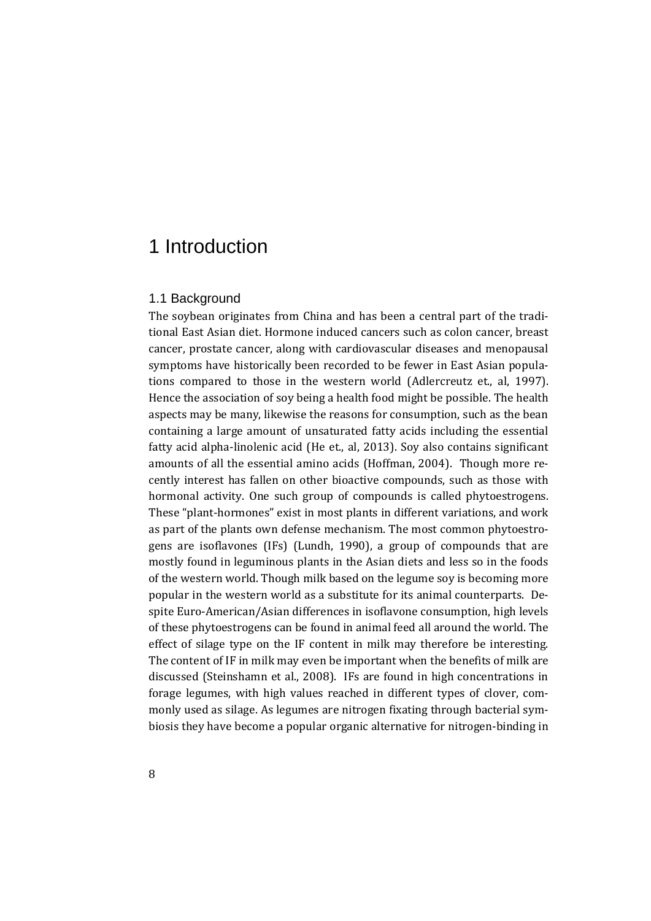# 1 Introduction

## 1.1 Background

The soybean originates from China and has been a central part of the traditional East Asian diet. Hormone induced cancers such as colon cancer, breast cancer, prostate cancer, along with cardiovascular diseases and menopausal symptoms have historically been recorded to be fewer in East Asian populations compared to those in the western world (Adlercreutz et., al, 1997). Hence the association of soy being a health food might be possible. The health aspects may be many, likewise the reasons for consumption, such as the bean containing a large amount of unsaturated fatty acids including the essential fatty acid alpha-linolenic acid (He et., al, 2013). Soy also contains significant amounts of all the essential amino acids (Hoffman, 2004). Though more recently interest has fallen on other bioactive compounds, such as those with hormonal activity. One such group of compounds is called phytoestrogens. These "plant-hormones" exist in most plants in different variations, and work as part of the plants own defense mechanism. The most common phytoestrogens are isoflavones (IFs) (Lundh, 1990), a group of compounds that are mostly found in leguminous plants in the Asian diets and less so in the foods of the western world. Though milk based on the legume soy is becoming more popular in the western world as a substitute for its animal counterparts. Despite Euro-American/Asian differences in isoflavone consumption, high levels of these phytoestrogens can be found in animal feed all around the world. The effect of silage type on the IF content in milk may therefore be interesting. The content of IF in milk may even be important when the benefits of milk are discussed (Steinshamn et al., 2008). IFs are found in high concentrations in forage legumes, with high values reached in different types of clover, commonly used as silage. As legumes are nitrogen fixating through bacterial symbiosis they have become a popular organic alternative for nitrogen-binding in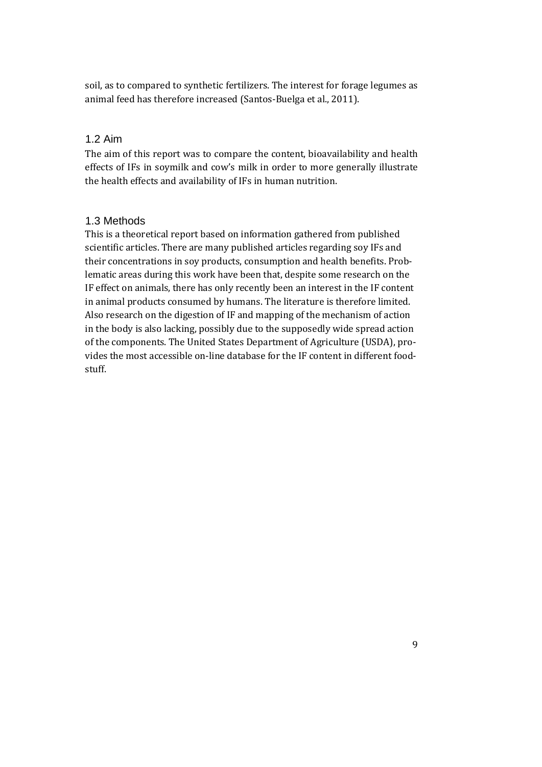soil, as to compared to synthetic fertilizers. The interest for forage legumes as animal feed has therefore increased (Santos-Buelga et al., 2011).

## 1.2 Aim

The aim of this report was to compare the content, bioavailability and health effects of IFs in soymilk and cow's milk in order to more generally illustrate the health effects and availability of IFs in human nutrition.

## 1.3 Methods

This is a theoretical report based on information gathered from published scientific articles. There are many published articles regarding soy IFs and their concentrations in soy products, consumption and health benefits. Problematic areas during this work have been that, despite some research on the IF effect on animals, there has only recently been an interest in the IF content in animal products consumed by humans. The literature is therefore limited. Also research on the digestion of IF and mapping of the mechanism of action in the body is also lacking, possibly due to the supposedly wide spread action of the components. The United States Department of Agriculture (USDA), provides the most accessible on-line database for the IF content in different foodstuff.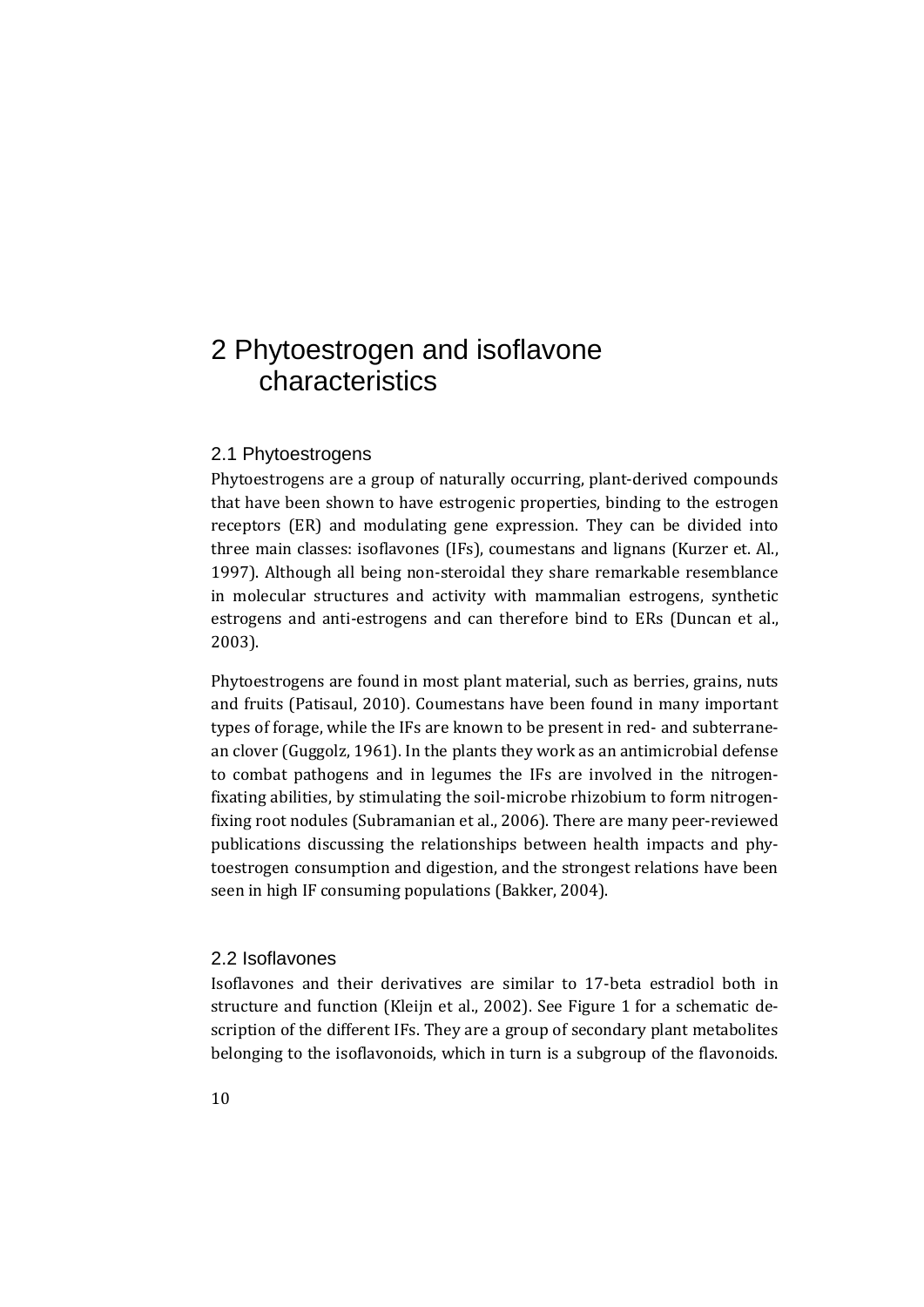# 2 Phytoestrogen and isoflavone characteristics

## 2.1 Phytoestrogens

Phytoestrogens are a group of naturally occurring, plant-derived compounds that have been shown to have estrogenic properties, binding to the estrogen receptors (ER) and modulating gene expression. They can be divided into three main classes: isoflavones (IFs), coumestans and lignans (Kurzer et. Al., 1997). Although all being non-steroidal they share remarkable resemblance in molecular structures and activity with mammalian estrogens, synthetic estrogens and anti-estrogens and can therefore bind to ERs (Duncan et al., 2003).

Phytoestrogens are found in most plant material, such as berries, grains, nuts and fruits (Patisaul, 2010). Coumestans have been found in many important types of forage, while the IFs are known to be present in red- and subterranean clover (Guggolz, 1961). In the plants they work as an antimicrobial defense to combat pathogens and in legumes the IFs are involved in the nitrogen-fixating abilities, by stimulating the soil-microbe rhizobium to form nitrogen-fixing root nodules (Subramanian et al., 2006). There are many peer-reviewed publications discussing the relationships between health impacts and phytoestrogen consumption and digestion, and the strongest relations have been seen in high IF consuming populations (Bakker, 2004).

## 2.2 Isoflavones

Isoflavones and their derivatives are similar to 17-beta estradiol both in structure and function (Kleijn et al., 2002). See Figure 1 for a schematic description of the different IFs. They are a group of secondary plant metabolites belonging to the isoflavonoids, which in turn is a subgroup of the flavonoids.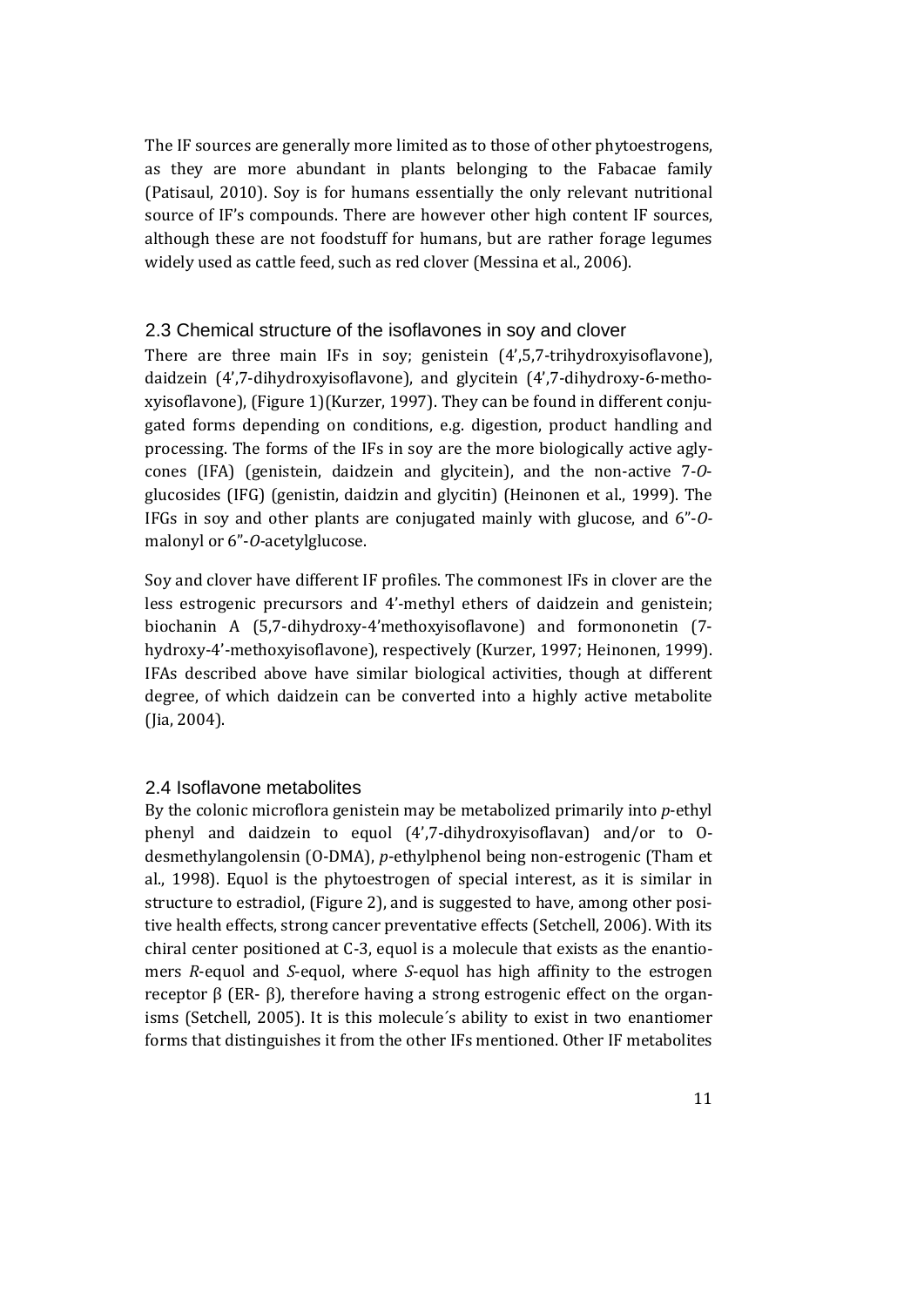The IF sources are generally more limited as to those of other phytoestrogens, as they are more abundant in plants belonging to the Fabacae family (Patisaul, 2010). Soy is for humans essentially the only relevant nutritional source of IF's compounds. There are however other high content IF sources, although these are not foodstuff for humans, but are rather forage legumes widely used as cattle feed, such as red clover (Messina et al., 2006).

## 2.3 Chemical structure of the isoflavones in soy and clover

There are three main IFs in soy; genistein (4',5,7-trihydroxyisoflavone), daidzein (4',7-dihydroxyisoflavone), and glycitein (4',7-dihydroxy-6-methoxyisoflavone), (Figure 1)(Kurzer, 1997). They can be found in different conjugated forms depending on conditions, e.g. digestion, product handling and processing. The forms of the IFs in soy are the more biologically active aglycones (IFA) (genistein, daidzein and glycitein), and the non-active 7-*O*-glucosides (IFG) (genistin, daidzin and glycitin) (Heinonen et al., 1999). The IFGs in soy and other plants are conjugated mainly with glucose, and 6"-*O*-malonyl or 6"-*O*-acetylglucose.

Soy and clover have different IF profiles. The commonest IFs in clover are the less estrogenic precursors and 4'-methyl ethers of daidzein and genistein; biochanin A (5,7-dihydroxy-4'methoxyisoflavone) and formononetin (7-hydroxy-4'-methoxyisoflavone), respectively (Kurzer, 1997; Heinonen, 1999). IFAs described above have similar biological activities, though at different degree, of which daidzein can be converted into a highly active metabolite (Jia, 2004).

## 2.4 Isoflavone metabolites

By the colonic microflora genistein may be metabolized primarily into *p*-ethyl phenyl and daidzein to equol (4',7-dihydroxyisoflavan) and/or to O-desmethylangolensin (O-DMA), *p*-ethylphenol being non-estrogenic (Tham et al., 1998). Equol is the phytoestrogen of special interest, as it is similar in structure to estradiol, (Figure 2), and is suggested to have, among other positive health effects, strong cancer preventative effects (Setchell, 2006). With its chiral center positioned at C-3, equol is a molecule that exists as the enantiomers *R*-equol and *S*-equol, where *S*-equol has high affinity to the estrogen receptor β (ER- β), therefore having a strong estrogenic effect on the organisms (Setchell, 2005). It is this molecule´s ability to exist in two enantiomer forms that distinguishes it from the other IFs mentioned. Other IF metabolites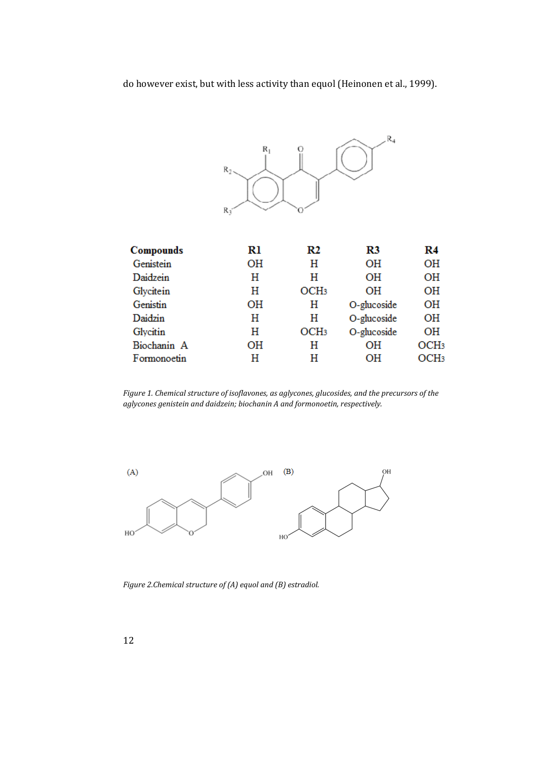do however exist, but with less activity than equol (Heinonen et al., 1999).

| Compounds | R1 | R2 | R3 | R4 |
|---|---|---|---|---|
| Genistein | OH | H | OH | OH |
| Daidzein | H | H | OH | OH |
| Glycitein | H | $OCH_3$ | OH | OH |
| Genistin | OH | H | O-glucoside | OH |
| Daidzin | H | H | O-glucoside | OH |
| Glycitin | H | $OCH_3$ | O-glucoside | OH |
| Biochanin A | OH | H | OH | $OCH_3$ |
| Formonoetin | H | H | OH | $OCH_3$ |

*Figure 1. Chemical structure of isoflavones, as aglycones, glucosides, and the precursors of the aglycones genistein and daidzein; biochanin A and formonoetin, respectively.*

*Figure 2.Chemical structure of (A) equol and (B) estradiol.*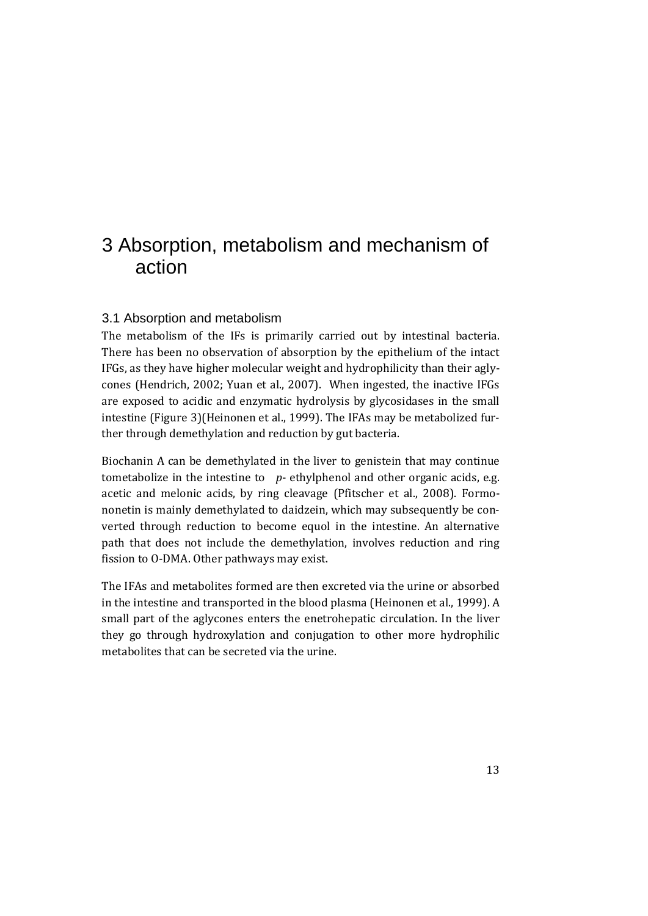# 3 Absorption, metabolism and mechanism of action

## 3.1 Absorption and metabolism

The metabolism of the IFs is primarily carried out by intestinal bacteria. There has been no observation of absorption by the epithelium of the intact IFGs, as they have higher molecular weight and hydrophilicity than their aglycones (Hendrich, 2002; Yuan et al., 2007). When ingested, the inactive IFGs are exposed to acidic and enzymatic hydrolysis by glycosidases in the small intestine (Figure 3)(Heinonen et al., 1999). The IFAs may be metabolized further through demethylation and reduction by gut bacteria.

Biochanin A can be demethylated in the liver to genistein that may continue tometabolize in the intestine to *p*- ethylphenol and other organic acids, e.g. acetic and melonic acids, by ring cleavage (Pfitscher et al., 2008). Formononetin is mainly demethylated to daidzein, which may subsequently be converted through reduction to become equol in the intestine. An alternative path that does not include the demethylation, involves reduction and ring fission to O-DMA. Other pathways may exist.

The IFAs and metabolites formed are then excreted via the urine or absorbed in the intestine and transported in the blood plasma (Heinonen et al., 1999). A small part of the aglycones enters the enetrohepatic circulation. In the liver they go through hydroxylation and conjugation to other more hydrophilic metabolites that can be secreted via the urine.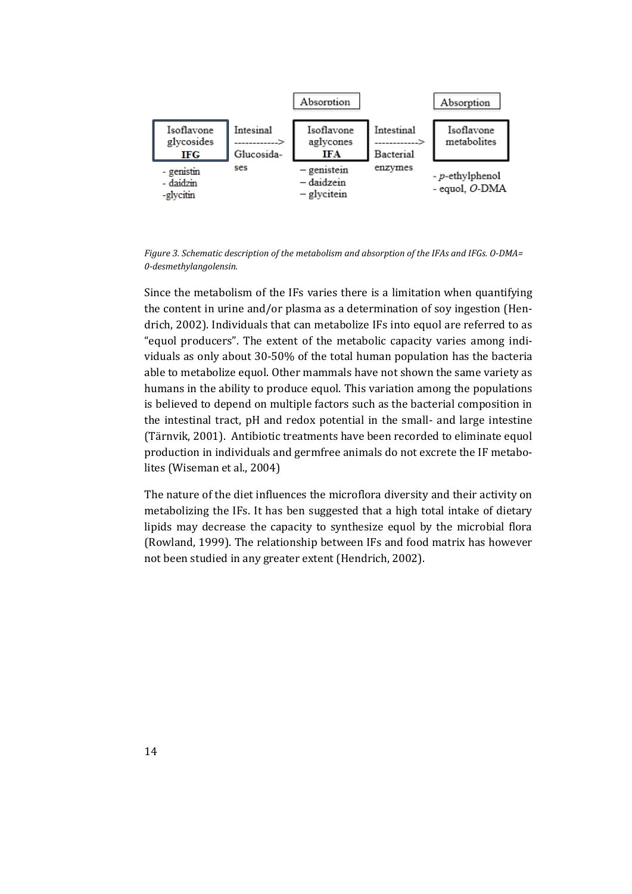| Isoflavone glycosides **IFG** | Intesinal ------------> Glucosidases | Absorption<br>Isoflavone aglycones **IFA** | Intestinal ------------> Bacterial enzymes | Absorption<br>Isoflavone metabolites |
|---|---|---|---|---|
| - genistin<br>- daidzin<br>-glycitin | | – genistein<br>– daidzein<br>– glycitein | | - *p*-ethylphenol<br>- equol, *O*-DMA |

*Figure 3. Schematic description of the metabolism and absorption of the IFAs and IFGs. O-DMA= 0-desmethylangolensin.*

Since the metabolism of the IFs varies there is a limitation when quantifying the content in urine and/or plasma as a determination of soy ingestion (Hendrich, 2002). Individuals that can metabolize IFs into equol are referred to as "equol producers". The extent of the metabolic capacity varies among individuals as only about 30-50% of the total human population has the bacteria able to metabolize equol. Other mammals have not shown the same variety as humans in the ability to produce equol. This variation among the populations is believed to depend on multiple factors such as the bacterial composition in the intestinal tract, pH and redox potential in the small- and large intestine (Tärnvik, 2001). Antibiotic treatments have been recorded to eliminate equol production in individuals and germfree animals do not excrete the IF metabolites (Wiseman et al., 2004)

The nature of the diet influences the microflora diversity and their activity on metabolizing the IFs. It has ben suggested that a high total intake of dietary lipids may decrease the capacity to synthesize equol by the microbial flora (Rowland, 1999). The relationship between IFs and food matrix has however not been studied in any greater extent (Hendrich, 2002).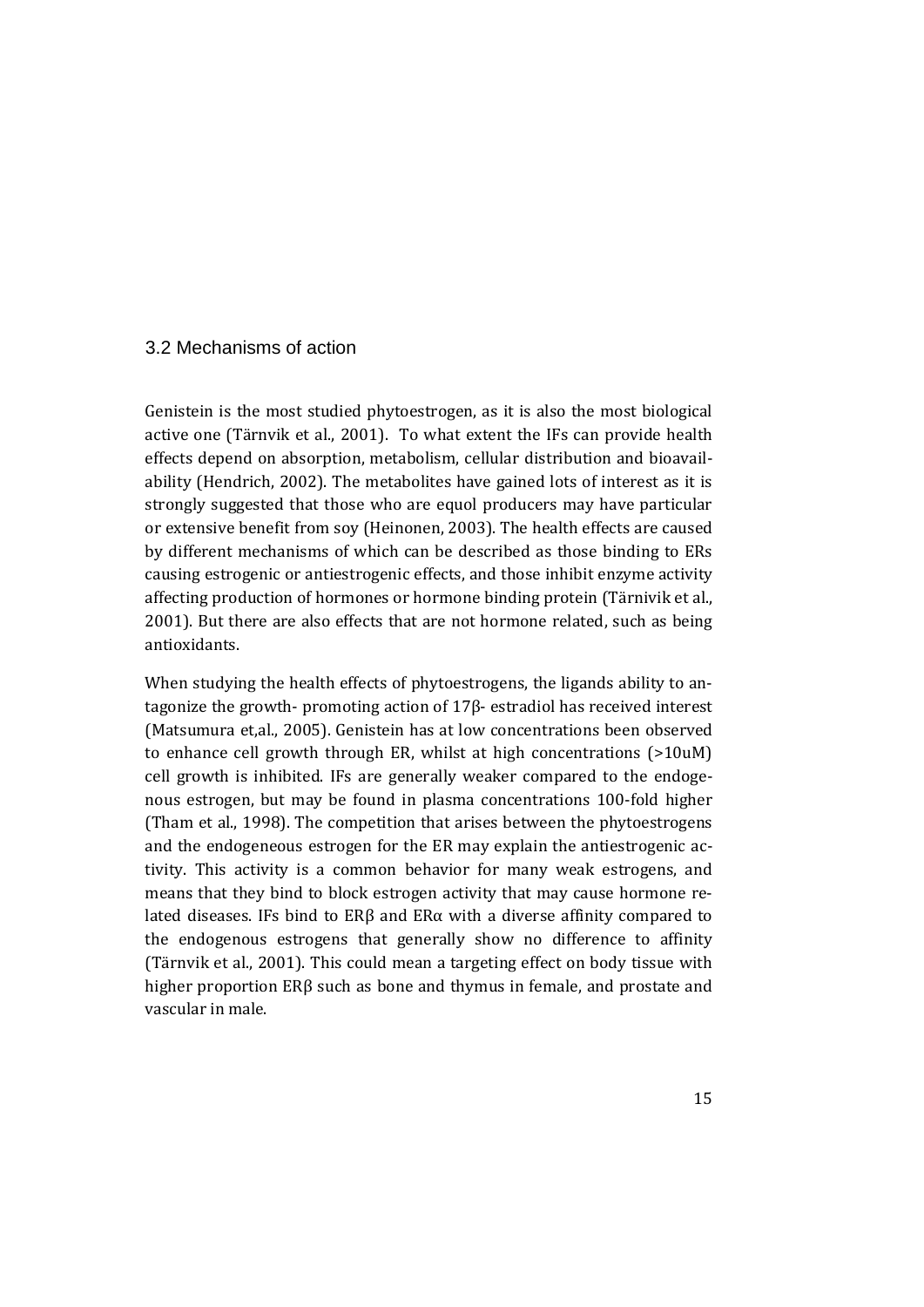## 3.2 Mechanisms of action

Genistein is the most studied phytoestrogen, as it is also the most biological active one (Tärnvik et al., 2001). To what extent the IFs can provide health effects depend on absorption, metabolism, cellular distribution and bioavailability (Hendrich, 2002). The metabolites have gained lots of interest as it is strongly suggested that those who are equol producers may have particular or extensive benefit from soy (Heinonen, 2003). The health effects are caused by different mechanisms of which can be described as those binding to ERs causing estrogenic or antiestrogenic effects, and those inhibit enzyme activity affecting production of hormones or hormone binding protein (Tärnivik et al., 2001). But there are also effects that are not hormone related, such as being antioxidants.

When studying the health effects of phytoestrogens, the ligands ability to antagonize the growth- promoting action of 17β- estradiol has received interest (Matsumura et,al., 2005). Genistein has at low concentrations been observed to enhance cell growth through ER, whilst at high concentrations (>10uM) cell growth is inhibited. IFs are generally weaker compared to the endogenous estrogen, but may be found in plasma concentrations 100-fold higher (Tham et al., 1998). The competition that arises between the phytoestrogens and the endogeneous estrogen for the ER may explain the antiestrogenic activity. This activity is a common behavior for many weak estrogens, and means that they bind to block estrogen activity that may cause hormone related diseases. IFs bind to ERβ and ERα with a diverse affinity compared to the endogenous estrogens that generally show no difference to affinity (Tärnvik et al., 2001). This could mean a targeting effect on body tissue with higher proportion ERβ such as bone and thymus in female, and prostate and vascular in male.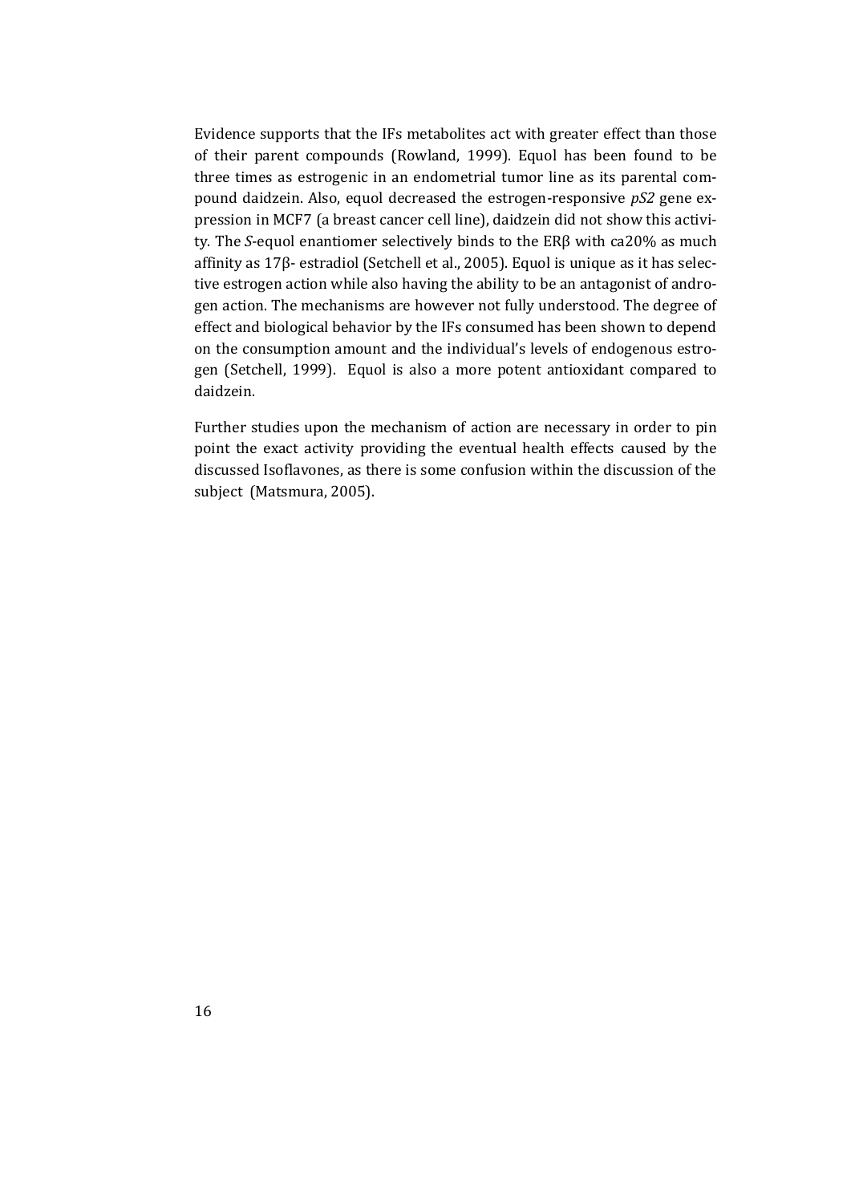Evidence supports that the IFs metabolites act with greater effect than those of their parent compounds (Rowland, 1999). Equol has been found to be three times as estrogenic in an endometrial tumor line as its parental compound daidzein. Also, equol decreased the estrogen-responsive *pS2* gene expression in MCF7 (a breast cancer cell line), daidzein did not show this activity. The *S*-equol enantiomer selectively binds to the ERβ with ca20% as much affinity as 17β- estradiol (Setchell et al., 2005). Equol is unique as it has selective estrogen action while also having the ability to be an antagonist of androgen action. The mechanisms are however not fully understood. The degree of effect and biological behavior by the IFs consumed has been shown to depend on the consumption amount and the individual's levels of endogenous estrogen (Setchell, 1999). Equol is also a more potent antioxidant compared to daidzein.

Further studies upon the mechanism of action are necessary in order to pin point the exact activity providing the eventual health effects caused by the discussed Isoflavones, as there is some confusion within the discussion of the subject (Matsmura, 2005).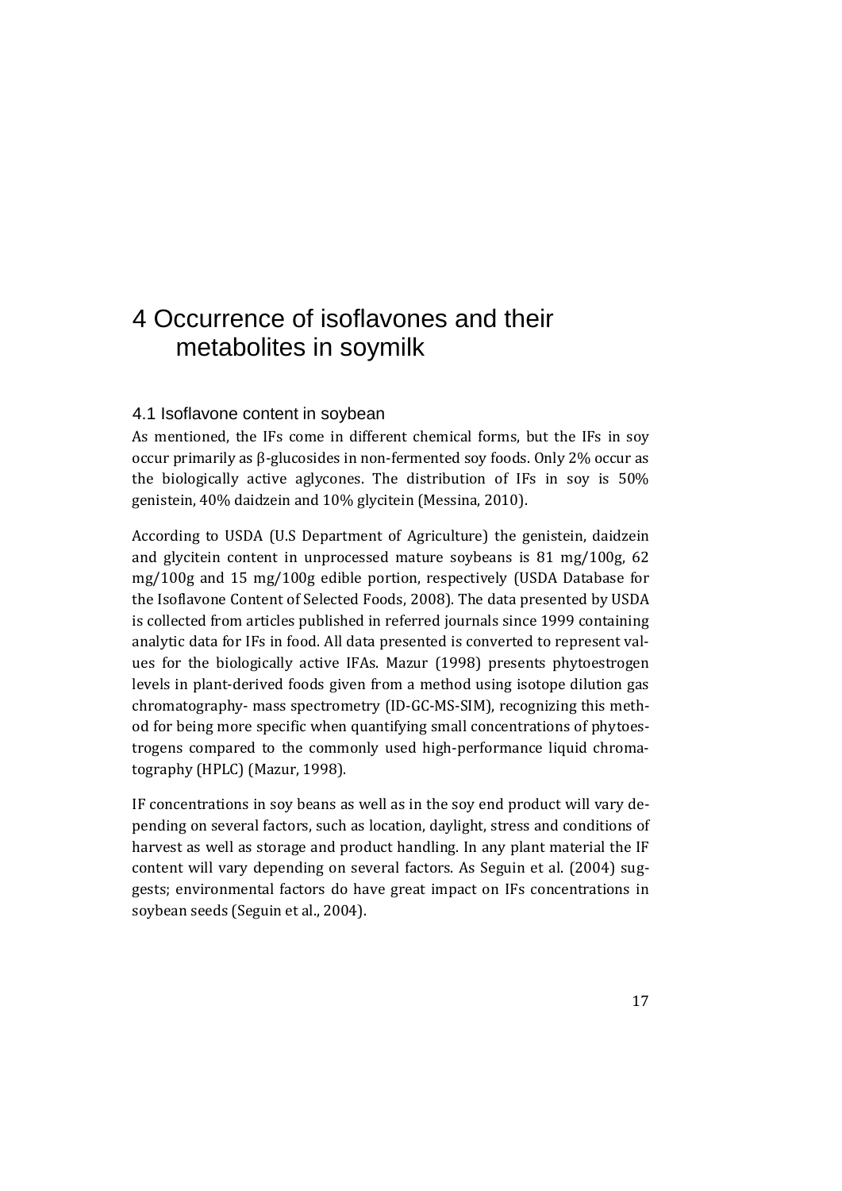# 4 Occurrence of isoflavones and their metabolites in soymilk

## 4.1 Isoflavone content in soybean

As mentioned, the IFs come in different chemical forms, but the IFs in soy occur primarily as β-glucosides in non-fermented soy foods. Only 2% occur as the biologically active aglycones. The distribution of IFs in soy is 50% genistein, 40% daidzein and 10% glycitein (Messina, 2010).

According to USDA (U.S Department of Agriculture) the genistein, daidzein and glycitein content in unprocessed mature soybeans is 81 mg/100g, 62 mg/100g and 15 mg/100g edible portion, respectively (USDA Database for the Isoflavone Content of Selected Foods, 2008). The data presented by USDA is collected from articles published in referred journals since 1999 containing analytic data for IFs in food. All data presented is converted to represent values for the biologically active IFAs. Mazur (1998) presents phytoestrogen levels in plant-derived foods given from a method using isotope dilution gas chromatography- mass spectrometry (ID-GC-MS-SIM), recognizing this method for being more specific when quantifying small concentrations of phytoestrogens compared to the commonly used high-performance liquid chromatography (HPLC) (Mazur, 1998).

IF concentrations in soy beans as well as in the soy end product will vary depending on several factors, such as location, daylight, stress and conditions of harvest as well as storage and product handling. In any plant material the IF content will vary depending on several factors. As Seguin et al. (2004) suggests; environmental factors do have great impact on IFs concentrations in soybean seeds (Seguin et al., 2004).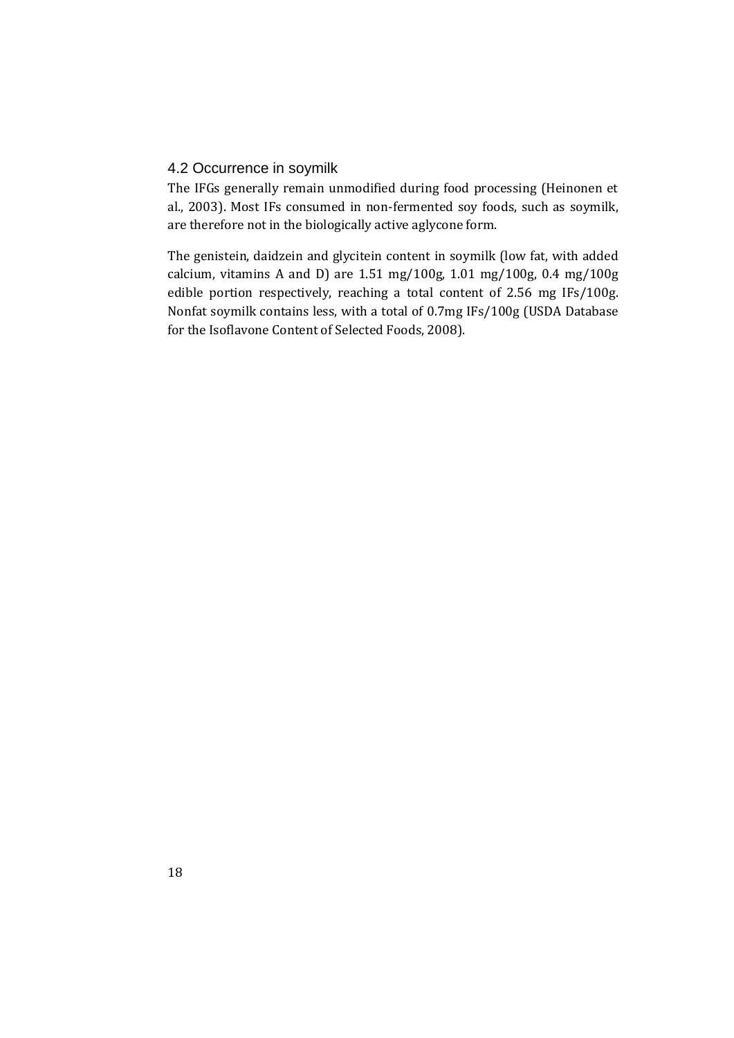## 4.2 Occurrence in soymilk

The IFGs generally remain unmodified during food processing (Heinonen et al., 2003). Most IFs consumed in non-fermented soy foods, such as soymilk, are therefore not in the biologically active aglycone form.

The genistein, daidzein and glycitein content in soymilk (low fat, with added calcium, vitamins A and D) are 1.51 mg/100g, 1.01 mg/100g, 0.4 mg/100g edible portion respectively, reaching a total content of 2.56 mg IFs/100g. Nonfat soymilk contains less, with a total of 0.7mg IFs/100g (USDA Database for the Isoflavone Content of Selected Foods, 2008).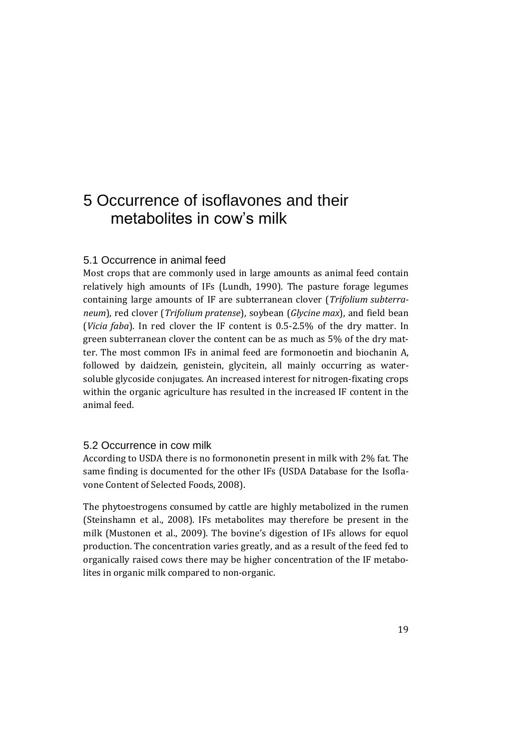# 5 Occurrence of isoflavones and their metabolites in cow's milk

## 5.1 Occurrence in animal feed

Most crops that are commonly used in large amounts as animal feed contain relatively high amounts of IFs (Lundh, 1990). The pasture forage legumes containing large amounts of IF are subterranean clover (*Trifolium subterraneum*), red clover (*Trifolium pratense*), soybean (*Glycine max*), and field bean (*Vicia faba*). In red clover the IF content is 0.5-2.5% of the dry matter. In green subterranean clover the content can be as much as 5% of the dry matter. The most common IFs in animal feed are formonoetin and biochanin A, followed by daidzein, genistein, glycitein, all mainly occurring as water-soluble glycoside conjugates. An increased interest for nitrogen-fixating crops within the organic agriculture has resulted in the increased IF content in the animal feed.

## 5.2 Occurrence in cow milk

According to USDA there is no formononetin present in milk with 2% fat. The same finding is documented for the other IFs (USDA Database for the Isoflavone Content of Selected Foods, 2008).

The phytoestrogens consumed by cattle are highly metabolized in the rumen (Steinshamn et al., 2008). IFs metabolites may therefore be present in the milk (Mustonen et al., 2009). The bovine's digestion of IFs allows for equol production. The concentration varies greatly, and as a result of the feed fed to organically raised cows there may be higher concentration of the IF metabolites in organic milk compared to non-organic.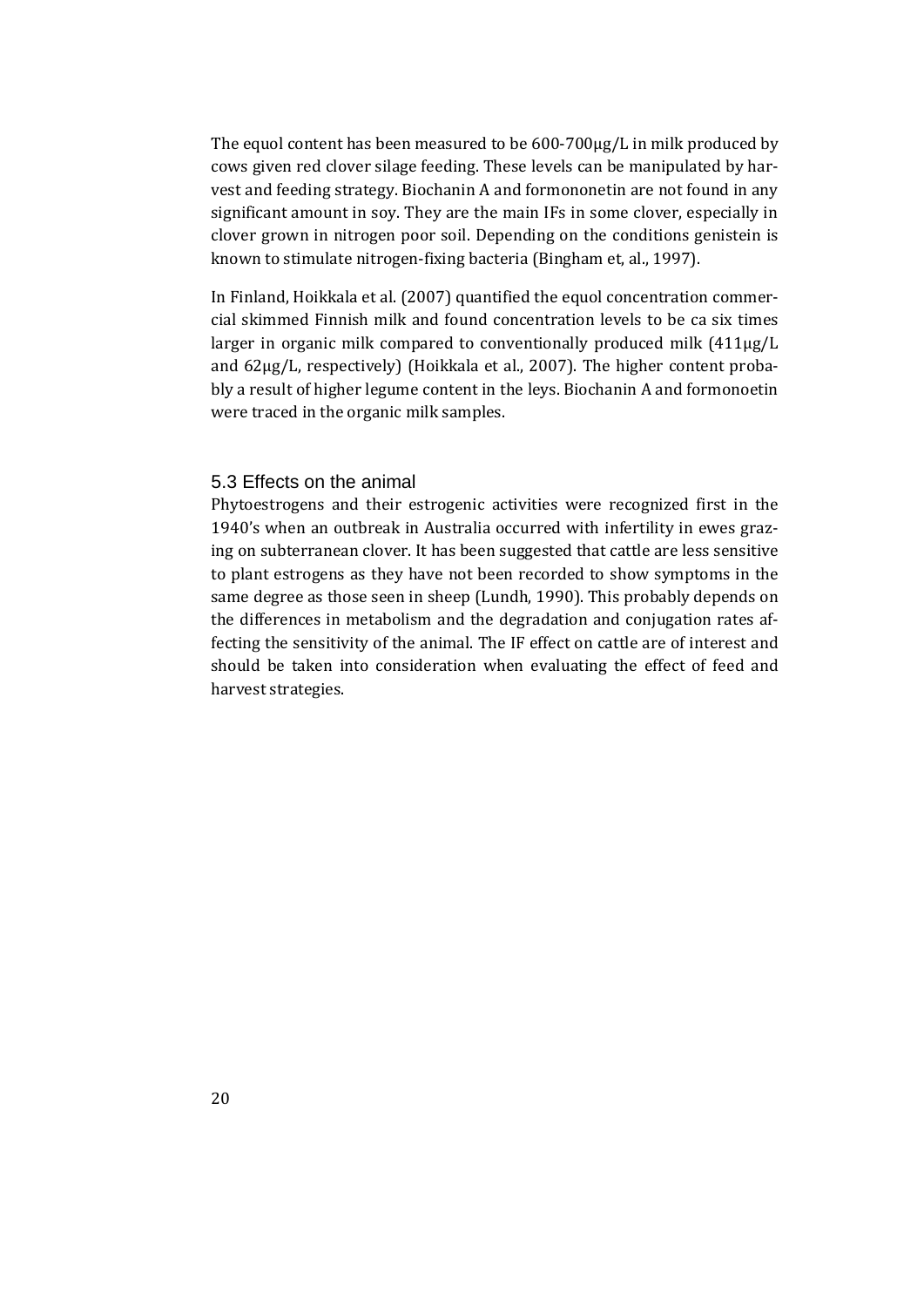The equol content has been measured to be 600-700µg/L in milk produced by cows given red clover silage feeding. These levels can be manipulated by harvest and feeding strategy. Biochanin A and formononetin are not found in any significant amount in soy. They are the main IFs in some clover, especially in clover grown in nitrogen poor soil. Depending on the conditions genistein is known to stimulate nitrogen-fixing bacteria (Bingham et, al., 1997).

In Finland, Hoikkala et al. (2007) quantified the equol concentration commercial skimmed Finnish milk and found concentration levels to be ca six times larger in organic milk compared to conventionally produced milk (411µg/L and 62µg/L, respectively) (Hoikkala et al., 2007). The higher content probably a result of higher legume content in the leys. Biochanin A and formonoetin were traced in the organic milk samples.

## 5.3 Effects on the animal

Phytoestrogens and their estrogenic activities were recognized first in the 1940's when an outbreak in Australia occurred with infertility in ewes grazing on subterranean clover. It has been suggested that cattle are less sensitive to plant estrogens as they have not been recorded to show symptoms in the same degree as those seen in sheep (Lundh, 1990). This probably depends on the differences in metabolism and the degradation and conjugation rates affecting the sensitivity of the animal. The IF effect on cattle are of interest and should be taken into consideration when evaluating the effect of feed and harvest strategies.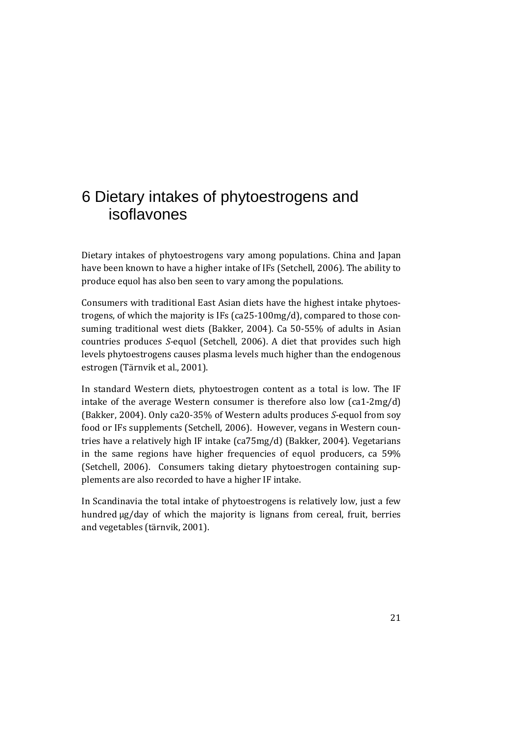# 6 Dietary intakes of phytoestrogens and isoflavones

Dietary intakes of phytoestrogens vary among populations. China and Japan have been known to have a higher intake of IFs (Setchell, 2006). The ability to produce equol has also ben seen to vary among the populations.

Consumers with traditional East Asian diets have the highest intake phytoestrogens, of which the majority is IFs (ca25-100mg/d), compared to those consuming traditional west diets (Bakker, 2004). Ca 50-55% of adults in Asian countries produces *S*-equol (Setchell, 2006). A diet that provides such high levels phytoestrogens causes plasma levels much higher than the endogenous estrogen (Tärnvik et al., 2001).

In standard Western diets, phytoestrogen content as a total is low. The IF intake of the average Western consumer is therefore also low (ca1-2mg/d) (Bakker, 2004). Only ca20-35% of Western adults produces *S*-equol from soy food or IFs supplements (Setchell, 2006). However, vegans in Western countries have a relatively high IF intake (ca75mg/d) (Bakker, 2004). Vegetarians in the same regions have higher frequencies of equol producers, ca 59% (Setchell, 2006). Consumers taking dietary phytoestrogen containing supplements are also recorded to have a higher IF intake.

In Scandinavia the total intake of phytoestrogens is relatively low, just a few hundred μg/day of which the majority is lignans from cereal, fruit, berries and vegetables (tärnvik, 2001).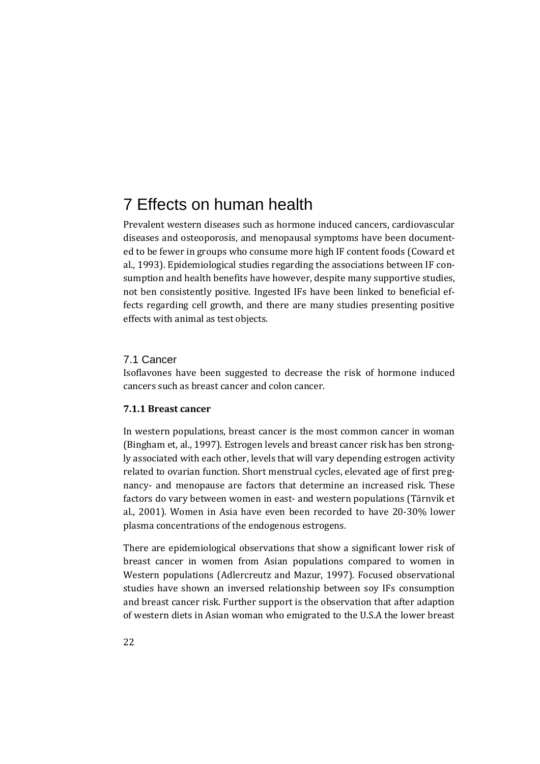# 7 Effects on human health

Prevalent western diseases such as hormone induced cancers, cardiovascular diseases and osteoporosis, and menopausal symptoms have been documented to be fewer in groups who consume more high IF content foods (Coward et al., 1993). Epidemiological studies regarding the associations between IF consumption and health benefits have however, despite many supportive studies, not ben consistently positive. Ingested IFs have been linked to beneficial effects regarding cell growth, and there are many studies presenting positive effects with animal as test objects.

## 7.1 Cancer

Isoflavones have been suggested to decrease the risk of hormone induced cancers such as breast cancer and colon cancer.

### 7.1.1 Breast cancer

In western populations, breast cancer is the most common cancer in woman (Bingham et, al., 1997). Estrogen levels and breast cancer risk has ben strongly associated with each other, levels that will vary depending estrogen activity related to ovarian function. Short menstrual cycles, elevated age of first pregnancy- and menopause are factors that determine an increased risk. These factors do vary between women in east- and western populations (Tärnvik et al., 2001). Women in Asia have even been recorded to have 20-30% lower plasma concentrations of the endogenous estrogens.

There are epidemiological observations that show a significant lower risk of breast cancer in women from Asian populations compared to women in Western populations (Adlercreutz and Mazur, 1997). Focused observational studies have shown an inversed relationship between soy IFs consumption and breast cancer risk. Further support is the observation that after adaption of western diets in Asian woman who emigrated to the U.S.A the lower breast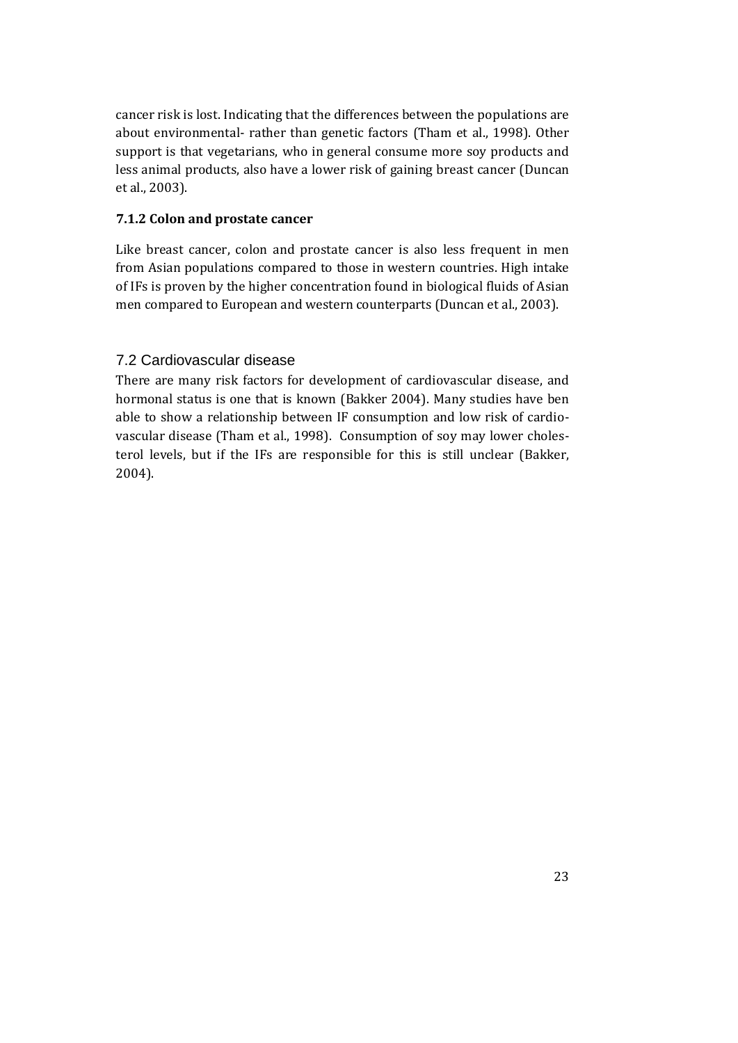cancer risk is lost. Indicating that the differences between the populations are about environmental- rather than genetic factors (Tham et al., 1998). Other support is that vegetarians, who in general consume more soy products and less animal products, also have a lower risk of gaining breast cancer (Duncan et al., 2003).

### 7.1.2 Colon and prostate cancer

Like breast cancer, colon and prostate cancer is also less frequent in men from Asian populations compared to those in western countries. High intake of IFs is proven by the higher concentration found in biological fluids of Asian men compared to European and western counterparts (Duncan et al., 2003).

## 7.2 Cardiovascular disease

There are many risk factors for development of cardiovascular disease, and hormonal status is one that is known (Bakker 2004). Many studies have ben able to show a relationship between IF consumption and low risk of cardiovascular disease (Tham et al., 1998). Consumption of soy may lower cholesterol levels, but if the IFs are responsible for this is still unclear (Bakker, 2004).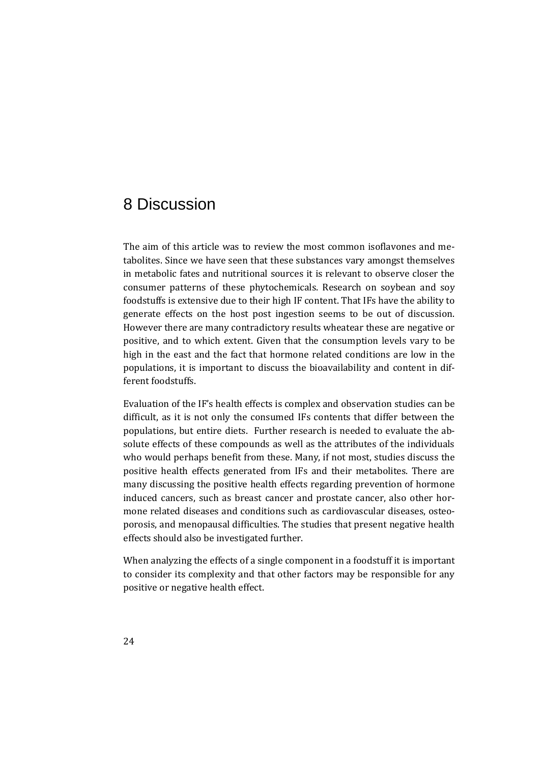# 8 Discussion

The aim of this article was to review the most common isoflavones and metabolites. Since we have seen that these substances vary amongst themselves in metabolic fates and nutritional sources it is relevant to observe closer the consumer patterns of these phytochemicals. Research on soybean and soy foodstuffs is extensive due to their high IF content. That IFs have the ability to generate effects on the host post ingestion seems to be out of discussion. However there are many contradictory results wheatear these are negative or positive, and to which extent. Given that the consumption levels vary to be high in the east and the fact that hormone related conditions are low in the populations, it is important to discuss the bioavailability and content in different foodstuffs.

Evaluation of the IF's health effects is complex and observation studies can be difficult, as it is not only the consumed IFs contents that differ between the populations, but entire diets. Further research is needed to evaluate the absolute effects of these compounds as well as the attributes of the individuals who would perhaps benefit from these. Many, if not most, studies discuss the positive health effects generated from IFs and their metabolites. There are many discussing the positive health effects regarding prevention of hormone induced cancers, such as breast cancer and prostate cancer, also other hormone related diseases and conditions such as cardiovascular diseases, osteoporosis, and menopausal difficulties. The studies that present negative health effects should also be investigated further.

When analyzing the effects of a single component in a foodstuff it is important to consider its complexity and that other factors may be responsible for any positive or negative health effect.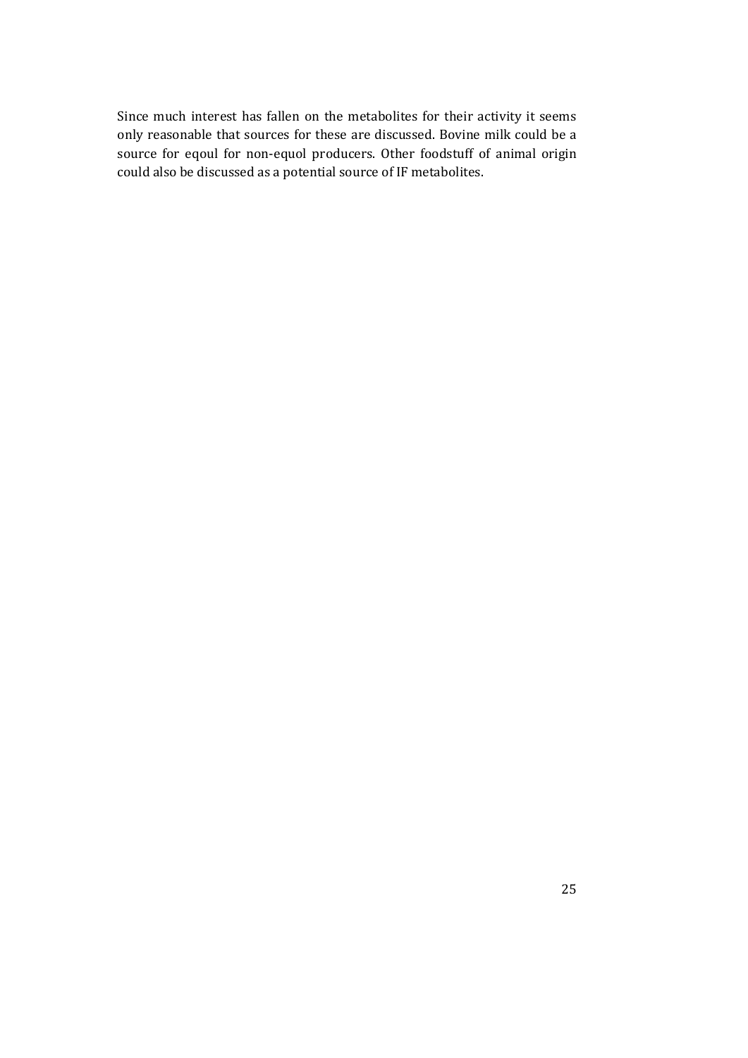Since much interest has fallen on the metabolites for their activity it seems only reasonable that sources for these are discussed. Bovine milk could be a source for eqoul for non-equol producers. Other foodstuff of animal origin could also be discussed as a potential source of IF metabolites.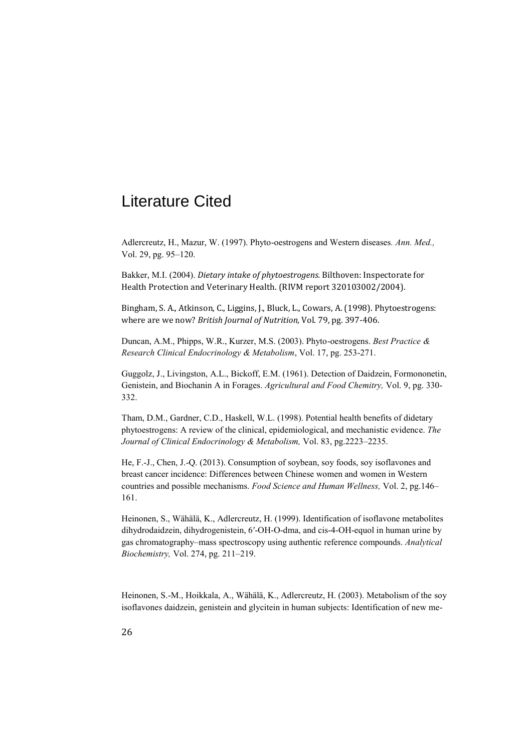# Literature Cited

Adlercreutz, H., Mazur, W. (1997). Phyto-oestrogens and Western diseases. *Ann. Med.,* Vol. 29, pg. 95–120.

Bakker, M.I. (2004). *Dietary intake of phytoestrogens*. Bilthoven: Inspectorate for Health Protection and Veterinary Health. (RIVM report 320103002/2004).

Bingham, S. A., Atkinson, C., Liggins, J., Bluck, L., Cowars, A. (1998). Phytoestrogens: where are we now? *British Journal of Nutrition,* Vol. 79, pg. 397-406.

Duncan, A.M., Phipps, W.R., Kurzer, M.S. (2003). Phyto-oestrogens. *Best Practice & Research Clinical Endocrinology & Metabolism*, Vol. 17, pg. 253-271.

Guggolz, J., Livingston, A.L., Bickoff, E.M. (1961). Detection of Daidzein, Formononetin, Genistein, and Biochanin A in Forages. *Agricultural and Food Chemitry,* Vol. 9, pg. 330-332.

Tham, D.M., Gardner, C.D., Haskell, W.L. (1998). Potential health benefits of didetary phytoestrogens: A review of the clinical, epidemiological, and mechanistic evidence. *The Journal of Clinical Endocrinology & Metabolism,* Vol. 83, pg.2223–2235.

He, F.-J., Chen, J.-Q. (2013). Consumption of soybean, soy foods, soy isoflavones and breast cancer incidence: Differences between Chinese women and women in Western countries and possible mechanisms. *Food Science and Human Wellness,* Vol. 2, pg.146–161.

Heinonen, S., Wähälä, K., Adlercreutz, H. (1999). Identification of isoflavone metabolites dihydrodaidzein, dihydrogenistein, 6′-OH-O-dma, and cis-4-OH-equol in human urine by gas chromatography–mass spectroscopy using authentic reference compounds. *Analytical Biochemistry,* Vol. 274, pg. 211–219.

Heinonen, S.-M., Hoikkala, A., Wähälä, K., Adlercreutz, H. (2003). Metabolism of the soy isoflavones daidzein, genistein and glycitein in human subjects: Identification of new me-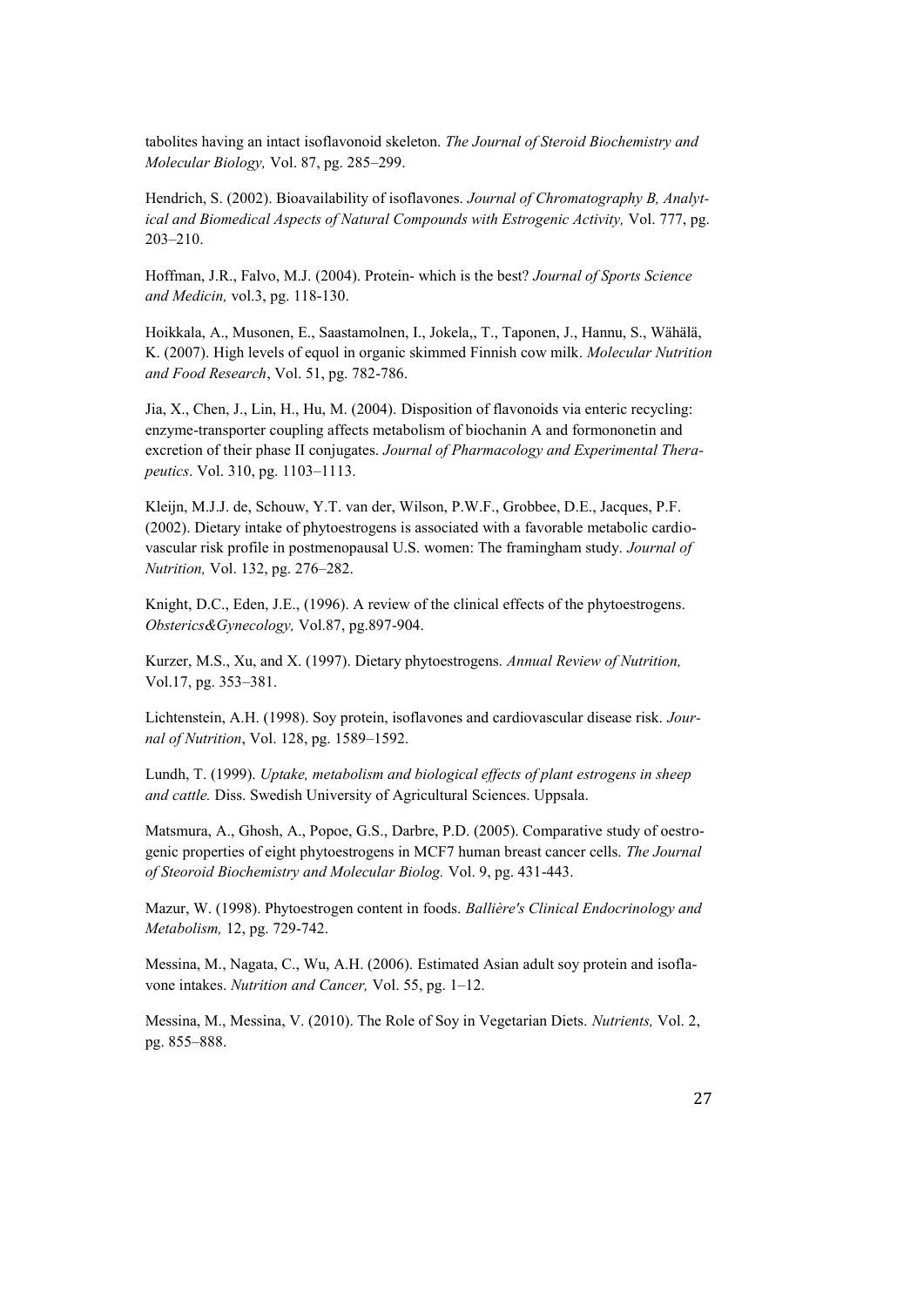tabolites having an intact isoflavonoid skeleton. *The Journal of Steroid Biochemistry and Molecular Biology,* Vol. 87, pg. 285–299.

Hendrich, S. (2002). Bioavailability of isoflavones. *Journal of Chromatography B, Analytical and Biomedical Aspects of Natural Compounds with Estrogenic Activity,* Vol. 777, pg. 203–210.

Hoffman, J.R., Falvo, M.J. (2004). Protein- which is the best? *Journal of Sports Science and Medicin,* vol.3, pg. 118-130.

Hoikkala, A., Musonen, E., Saastamolnen, I., Jokela,, T., Taponen, J., Hannu, S., Wähälä, K. (2007). High levels of equol in organic skimmed Finnish cow milk. *Molecular Nutrition and Food Research*, Vol. 51, pg. 782-786.

Jia, X., Chen, J., Lin, H., Hu, M. (2004). Disposition of flavonoids via enteric recycling: enzyme-transporter coupling affects metabolism of biochanin A and formononetin and excretion of their phase II conjugates. *Journal of Pharmacology and Experimental Therapeutics*. Vol. 310, pg. 1103–1113.

Kleijn, M.J.J. de, Schouw, Y.T. van der, Wilson, P.W.F., Grobbee, D.E., Jacques, P.F. (2002). Dietary intake of phytoestrogens is associated with a favorable metabolic cardiovascular risk profile in postmenopausal U.S. women: The framingham study. *Journal of Nutrition,* Vol. 132, pg. 276–282.

Knight, D.C., Eden, J.E., (1996). A review of the clinical effects of the phytoestrogens. *Obsterics&Gynecology,* Vol.87, pg.897-904.

Kurzer, M.S., Xu, and X. (1997). Dietary phytoestrogens. *Annual Review of Nutrition,* Vol.17, pg. 353–381.

Lichtenstein, A.H. (1998). Soy protein, isoflavones and cardiovascular disease risk. *Journal of Nutrition*, Vol. 128, pg. 1589–1592.

Lundh, T. (1999). *Uptake, metabolism and biological effects of plant estrogens in sheep and cattle.* Diss. Swedish University of Agricultural Sciences. Uppsala.

Matsmura, A., Ghosh, A., Popoe, G.S., Darbre, P.D. (2005). Comparative study of oestrogenic properties of eight phytoestrogens in MCF7 human breast cancer cells. *The Journal of Steoroid Biochemistry and Molecular Biolog.* Vol. 9, pg. 431-443.

Mazur, W. (1998). Phytoestrogen content in foods. *Ballière's Clinical Endocrinology and Metabolism,* 12, pg. 729-742.

Messina, M., Nagata, C., Wu, A.H. (2006). Estimated Asian adult soy protein and isoflavone intakes. *Nutrition and Cancer,* Vol. 55, pg. 1–12.

Messina, M., Messina, V. (2010). The Role of Soy in Vegetarian Diets. *Nutrients,* Vol. 2, pg. 855–888.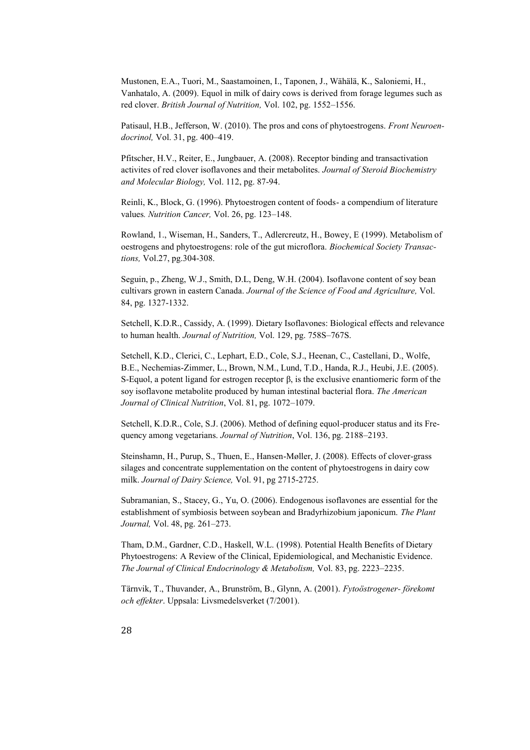Mustonen, E.A., Tuori, M., Saastamoinen, I., Taponen, J., Wähälä, K., Saloniemi, H., Vanhatalo, A. (2009). Equol in milk of dairy cows is derived from forage legumes such as red clover. *British Journal of Nutrition,* Vol. 102, pg. 1552–1556.

Patisaul, H.B., Jefferson, W. (2010). The pros and cons of phytoestrogens. *Front Neuroendocrinol,* Vol. 31, pg. 400–419.

Pfitscher, H.V., Reiter, E., Jungbauer, A. (2008). Receptor binding and transactivation activites of red clover isoflavones and their metabolites. *Journal of Steroid Biochemistry and Molecular Biology,* Vol. 112, pg. 87-94.

Reinli, K., Block, G. (1996). Phytoestrogen content of foods- a compendium of literature values*. Nutrition Cancer,* Vol. 26, pg. 123–148.

Rowland, 1., Wiseman, H., Sanders, T., Adlercreutz, H., Bowey, E (1999). Metabolism of oestrogens and phytoestrogens: role of the gut microflora. *Biochemical Society Transactions,* Vol.27, pg.304-308.

Seguin, p., Zheng, W.J., Smith, D.L, Deng, W.H. (2004). Isoflavone content of soy bean cultivars grown in eastern Canada. *Journal of the Science of Food and Agriculture,* Vol. 84, pg. 1327-1332.

Setchell, K.D.R., Cassidy, A. (1999). Dietary Isoflavones: Biological effects and relevance to human health. *Journal of Nutrition,* Vol. 129, pg. 758S–767S.

Setchell, K.D., Clerici, C., Lephart, E.D., Cole, S.J., Heenan, C., Castellani, D., Wolfe, B.E., Nechemias-Zimmer, L., Brown, N.M., Lund, T.D., Handa, R.J., Heubi, J.E. (2005). S-Equol, a potent ligand for estrogen receptor β, is the exclusive enantiomeric form of the soy isoflavone metabolite produced by human intestinal bacterial flora. *The American Journal of Clinical Nutrition*, Vol. 81, pg. 1072–1079.

Setchell, K.D.R., Cole, S.J. (2006). Method of defining equol-producer status and its Frequency among vegetarians. *Journal of Nutrition*, Vol. 136, pg. 2188–2193.

Steinshamn, H., Purup, S., Thuen, E., Hansen-Møller, J. (2008). Effects of clover-grass silages and concentrate supplementation on the content of phytoestrogens in dairy cow milk. *Journal of Dairy Science,* Vol. 91, pg 2715-2725.

Subramanian, S., Stacey, G., Yu, O. (2006). Endogenous isoflavones are essential for the establishment of symbiosis between soybean and Bradyrhizobium japonicum. *The Plant Journal,* Vol. 48, pg. 261–273.

Tham, D.M., Gardner, C.D., Haskell, W.L. (1998). Potential Health Benefits of Dietary Phytoestrogens: A Review of the Clinical, Epidemiological, and Mechanistic Evidence. *The Journal of Clinical Endocrinology & Metabolism,* Vol. 83, pg. 2223–2235.

Tärnvik, T., Thuvander, A., Brunström, B., Glynn, A. (2001). *Fytoöstrogener- förekomt och effekter*. Uppsala: Livsmedelsverket (7/2001).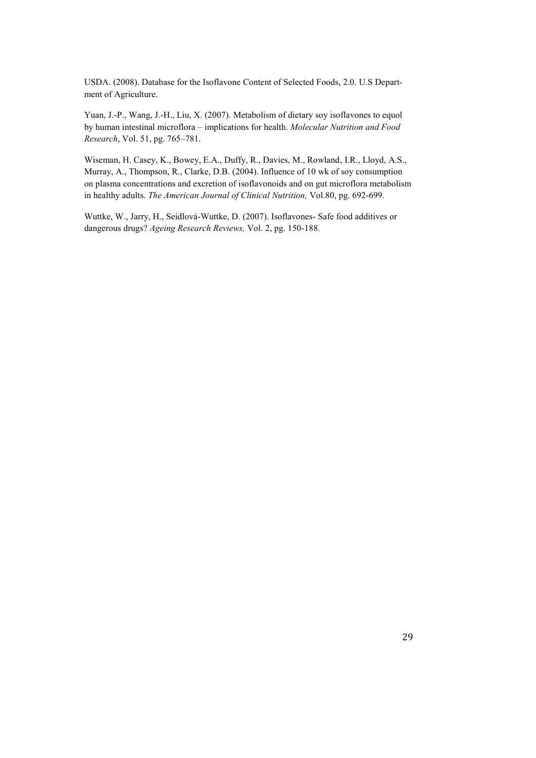USDA. (2008). Database for the Isoflavone Content of Selected Foods, 2.0. U.S Department of Agriculture.

Yuan, J.-P., Wang, J.-H., Liu, X. (2007). Metabolism of dietary soy isoflavones to equol by human intestinal microflora – implications for health. *Molecular Nutrition and Food Research*, Vol. 51, pg. 765–781.

Wiseman, H. Casey, K., Bowey, E.A., Duffy, R., Davies, M., Rowland, I.R., Lloyd, A.S., Murray, A., Thompson, R., Clarke, D.B. (2004). Influence of 10 wk of soy consumption on plasma concentrations and excretion of isoflavonoids and on gut microflora metabolism in healthy adults. *The American Journal of Clinical Nutrition,* Vol.80, pg. 692-699.

Wuttke, W., Jarry, H., Seidlová-Wuttke, D. (2007). Isoflavones- Safe food additives or dangerous drugs? *Ageing Research Reviews,* Vol. 2, pg. 150-188.